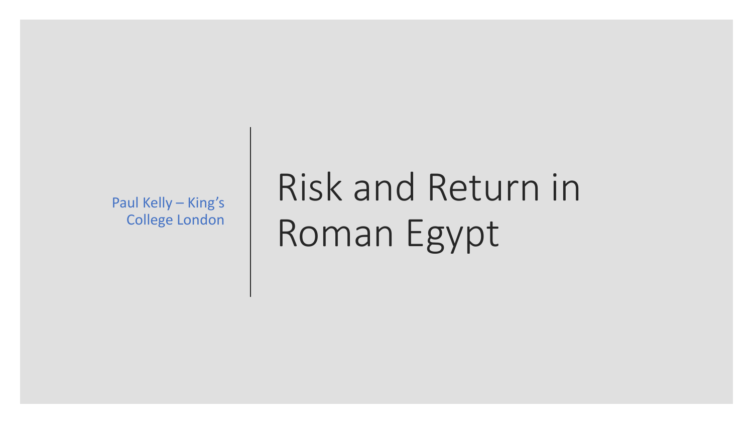# Risk and Return in Roman Egypt

Paul Kelly – King's College London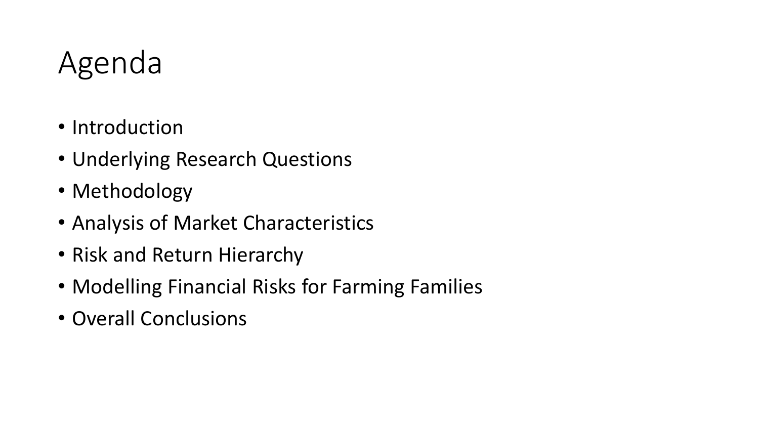# Agenda

- Introduction
- Underlying Research Questions
- Methodology
- Analysis of Market Characteristics
- Risk and Return Hierarchy
- Modelling Financial Risks for Farming Families
- Overall Conclusions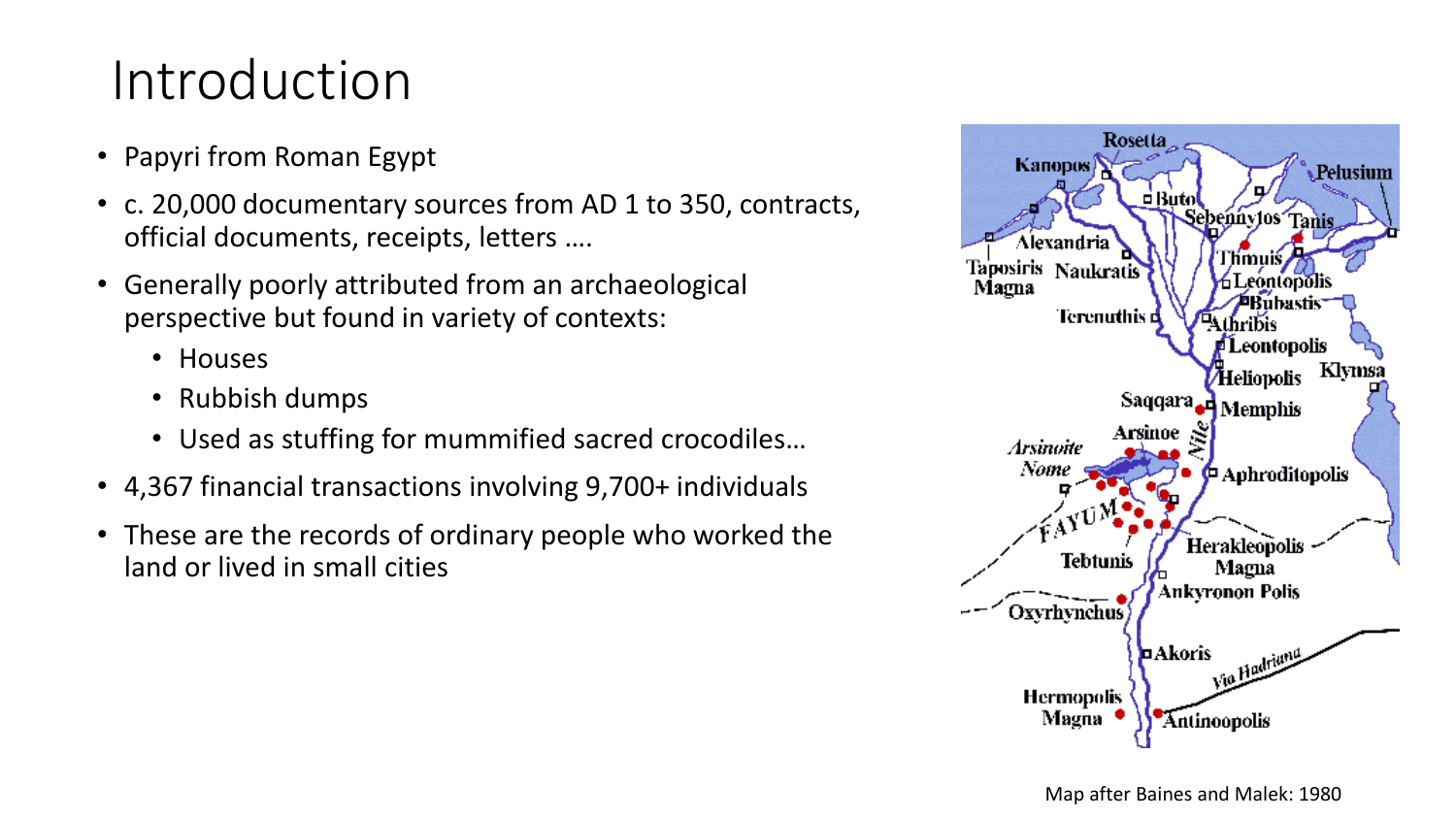# Introduction

- Papyri from Roman Egypt
- c. 20,000 documentary sources from AD 1 to 350, contracts, official documents, receipts, letters ….
- Generally poorly attributed from an archaeological perspective but found in variety of contexts:
  - Houses
  - Rubbish dumps
  - Used as stuffing for mummified sacred crocodiles…
- 4,367 financial transactions involving 9,700+ individuals
- These are the records of ordinary people who worked the land or lived in small cities

Map after Baines and Malek: 1980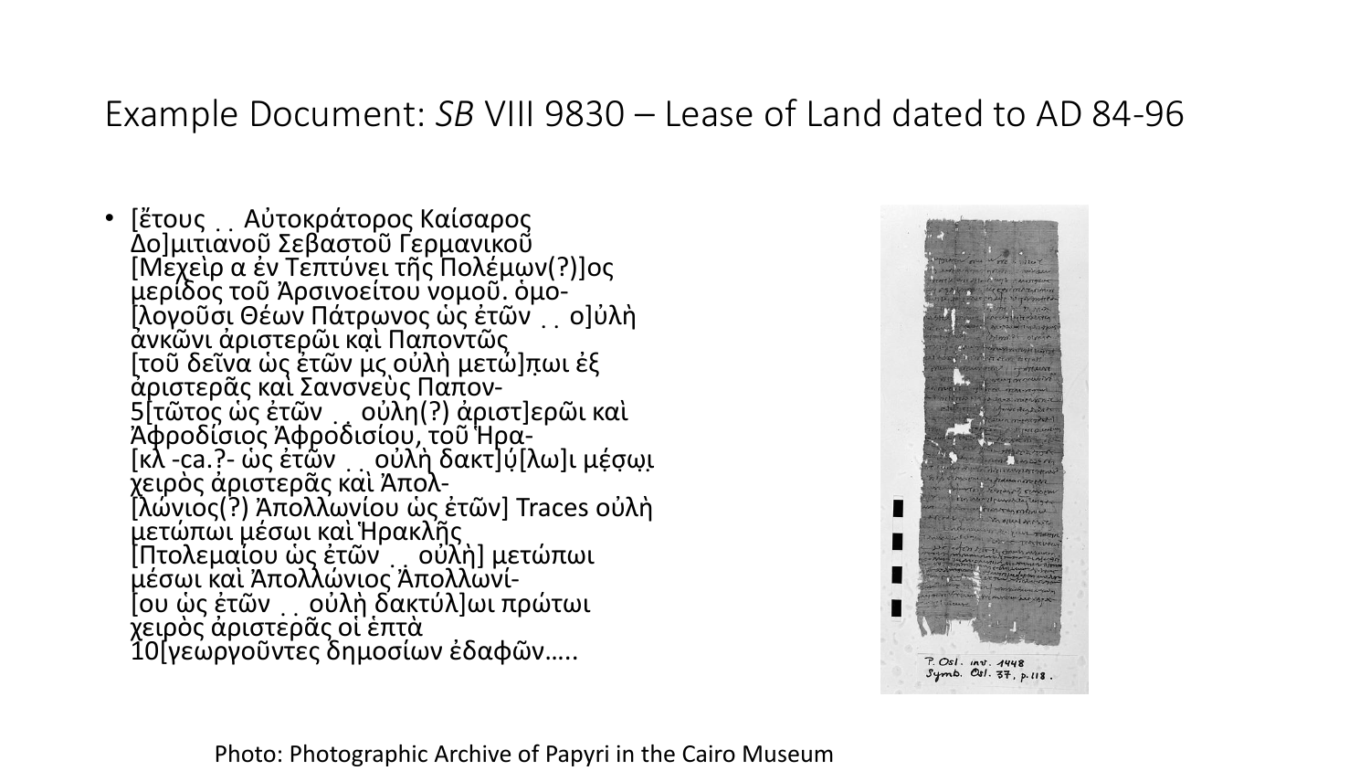# Example Document: *SB* VIII 9830 – Lease of Land dated to AD 84-96

- [ἔτους ̣ ̣ Αὐτοκράτορος Καίσαρος Δο]μιτιανοῦ Σεβαστοῦ Γερμανικοῦ
  [Μεχεὶρ α ἐν Τεπτύνει τῆς Πολέμων(?)]ος μερίδος τοῦ Ἀρσινοείτου νομοῦ. ὁμο-
  [λογοῦσι Θέων Πάτρωνος ὡς ἐτῶν ̣ ̣ ο]ὐλὴ ἀνκῶνι ἀριστερῶι καὶ Παποντῶς
  [τοῦ δεῖνα ὡς ἐτῶν μς οὐλὴ μετώ]π̣ωι ἐξ ἀριστερᾶς καὶ Σανσνεὺς Παπον-
  5[τῶτος ὡς ἐτῶν ̣ ̣ οὐλη(?) ἀριστ]ερῶι καὶ Ἀφροδίσιος Ἀφροδισίου, τοῦ Ἡρα-
  [κλ -ca.?- ὡς ἐτῶν ̣ ̣ οὐλὴ δακτ]ύ̣[λω]ι μ̣έ̣σ̣ω̣ι̣ χειρὸς ἀριστερᾶς καὶ Ἀπολ-
  [λώνιος(?) Ἀπολλωνίου ὡς ἐτῶν] Traces οὐλὴ μετώπωι μέσωι καὶ Ἡρακλῆς
  [Πτολεμαίου ὡς ἐτῶν ̣ ̣ οὐλὴ] μετώπωι μέσωι καὶ Ἀπολλώνιος Ἀπολλωνί-
  [ου ὡς ἐτῶν ̣ ̣ οὐλὴ δακτύλ]ωι πρώτωι χειρὸς ἀριστερᾶς οἱ ἑπτὰ
  10[γεωργοῦντες δημοσίων ἐδαφῶν.....

Photo: Photographic Archive of Papyri in the Cairo Museum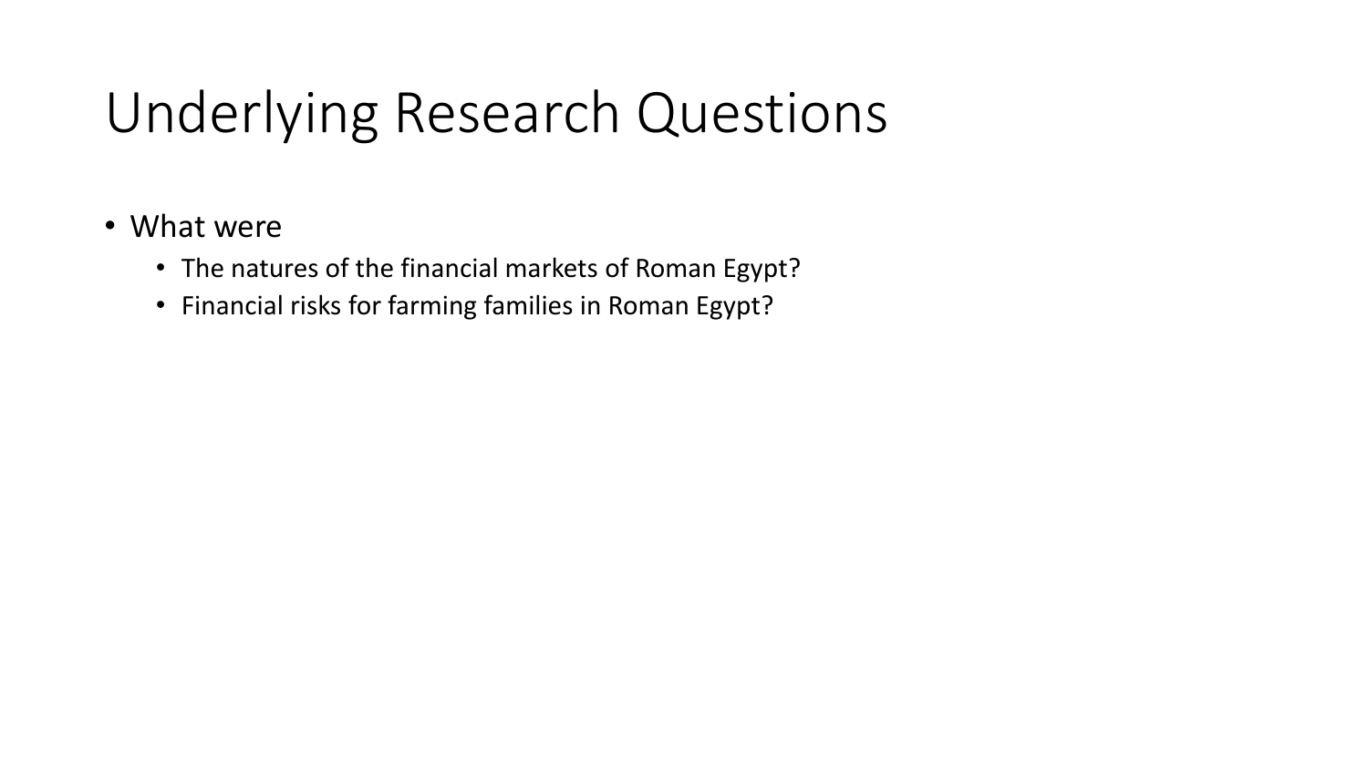# Underlying Research Questions

- What were
  - The natures of the financial markets of Roman Egypt?
  - Financial risks for farming families in Roman Egypt?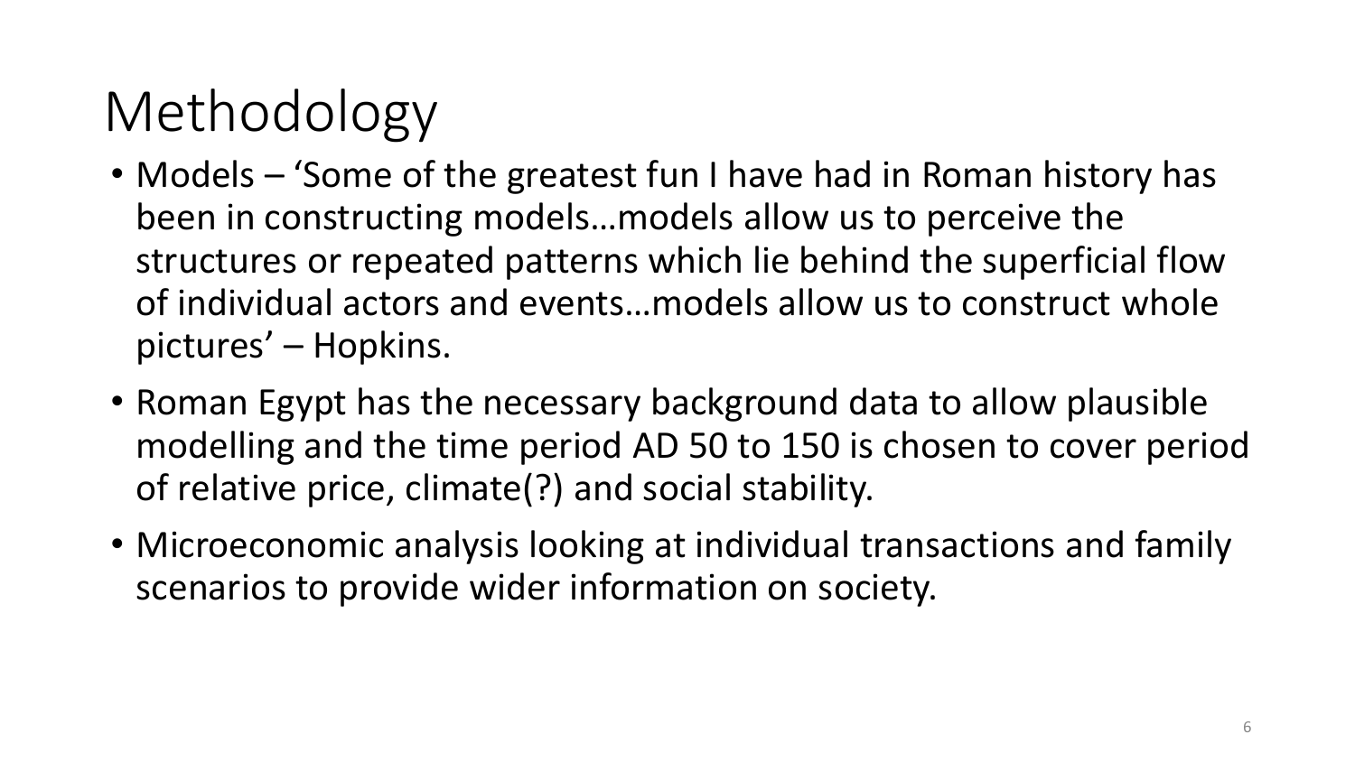# Methodology

- Models – 'Some of the greatest fun I have had in Roman history has been in constructing models…models allow us to perceive the structures or repeated patterns which lie behind the superficial flow of individual actors and events…models allow us to construct whole pictures' – Hopkins.
- Roman Egypt has the necessary background data to allow plausible modelling and the time period AD 50 to 150 is chosen to cover period of relative price, climate(?) and social stability.
- Microeconomic analysis looking at individual transactions and family scenarios to provide wider information on society.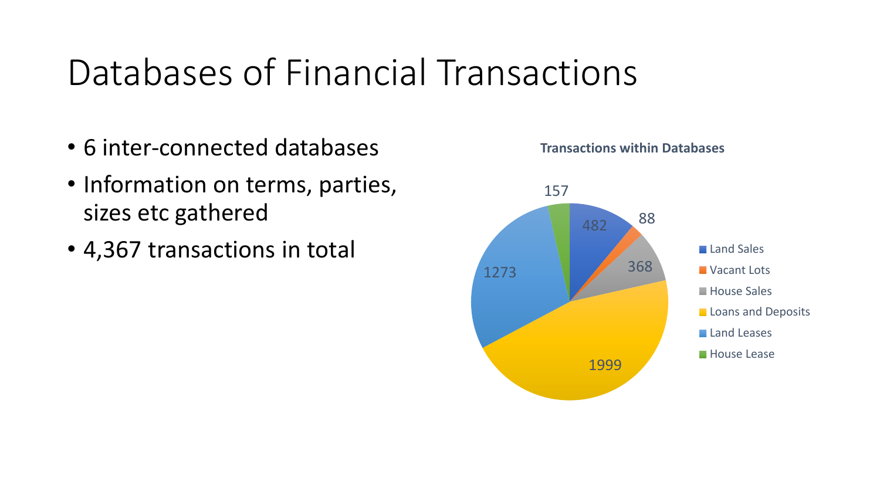# Databases of Financial Transactions

- 6 inter-connected databases
- Information on terms, parties, sizes etc gathered
- 4,367 transactions in total

**Transactions within Databases**

| Database | Transactions |
|---|---|
| Land Sales | 482 |
| Vacant Lots | 88 |
| House Sales | 368 |
| Loans and Deposits | 1999 |
| Land Leases | 1273 |
| House Lease | 157 |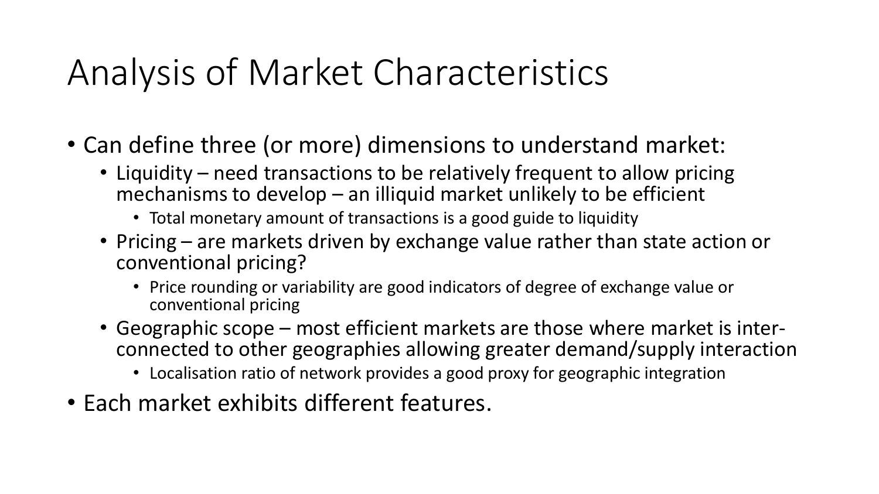# Analysis of Market Characteristics

- Can define three (or more) dimensions to understand market:
  - Liquidity – need transactions to be relatively frequent to allow pricing mechanisms to develop – an illiquid market unlikely to be efficient
    - Total monetary amount of transactions is a good guide to liquidity
  - Pricing – are markets driven by exchange value rather than state action or conventional pricing?
    - Price rounding or variability are good indicators of degree of exchange value or conventional pricing
  - Geographic scope – most efficient markets are those where market is inter-connected to other geographies allowing greater demand/supply interaction
    - Localisation ratio of network provides a good proxy for geographic integration
- Each market exhibits different features.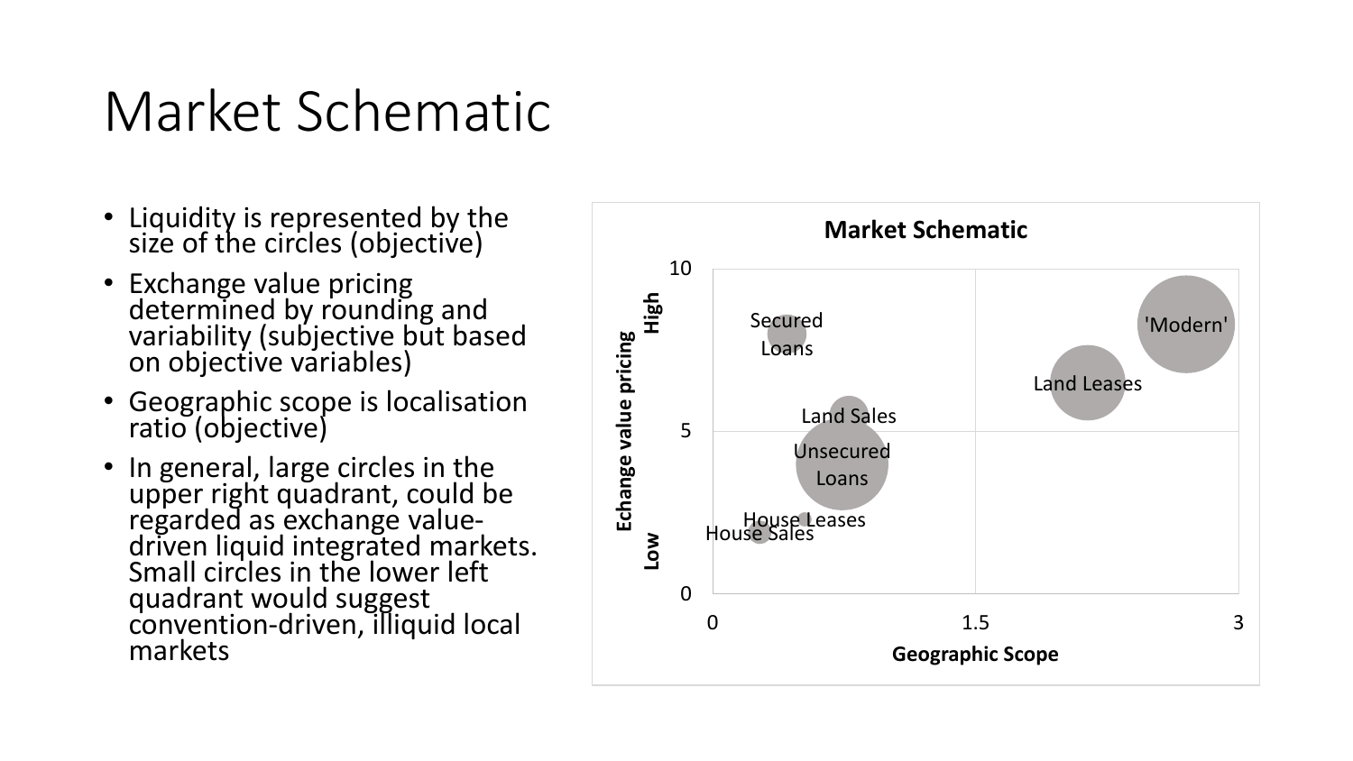# Market Schematic

- Liquidity is represented by the size of the circles (objective)
- Exchange value pricing determined by rounding and variability (subjective but based on objective variables)
- Geographic scope is localisation ratio (objective)
- In general, large circles in the upper right quadrant, could be regarded as exchange value-driven liquid integrated markets. Small circles in the lower left quadrant would suggest convention-driven, illiquid local markets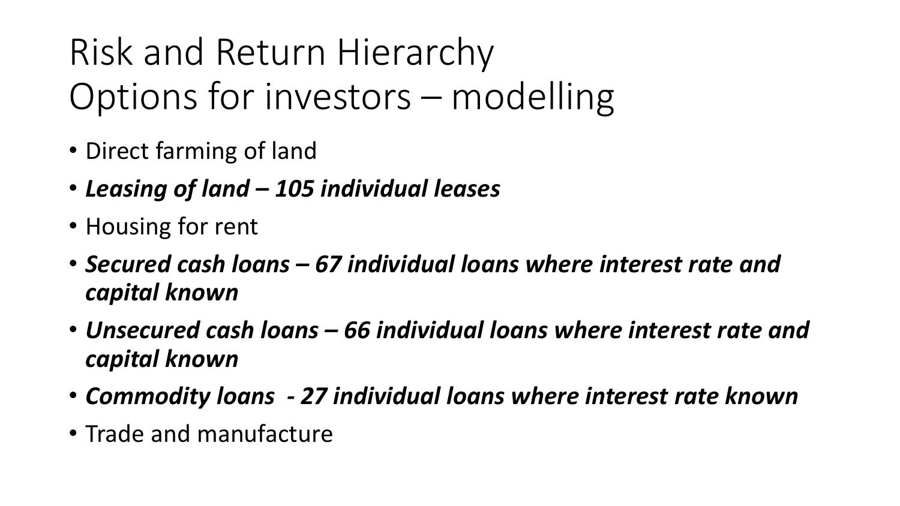# Risk and Return Hierarchy
# Options for investors – modelling

- Direct farming of land
- ***Leasing of land – 105 individual leases***
- Housing for rent
- ***Secured cash loans – 67 individual loans where interest rate and capital known***
- ***Unsecured cash loans – 66 individual loans where interest rate and capital known***
- ***Commodity loans - 27 individual loans where interest rate known***
- Trade and manufacture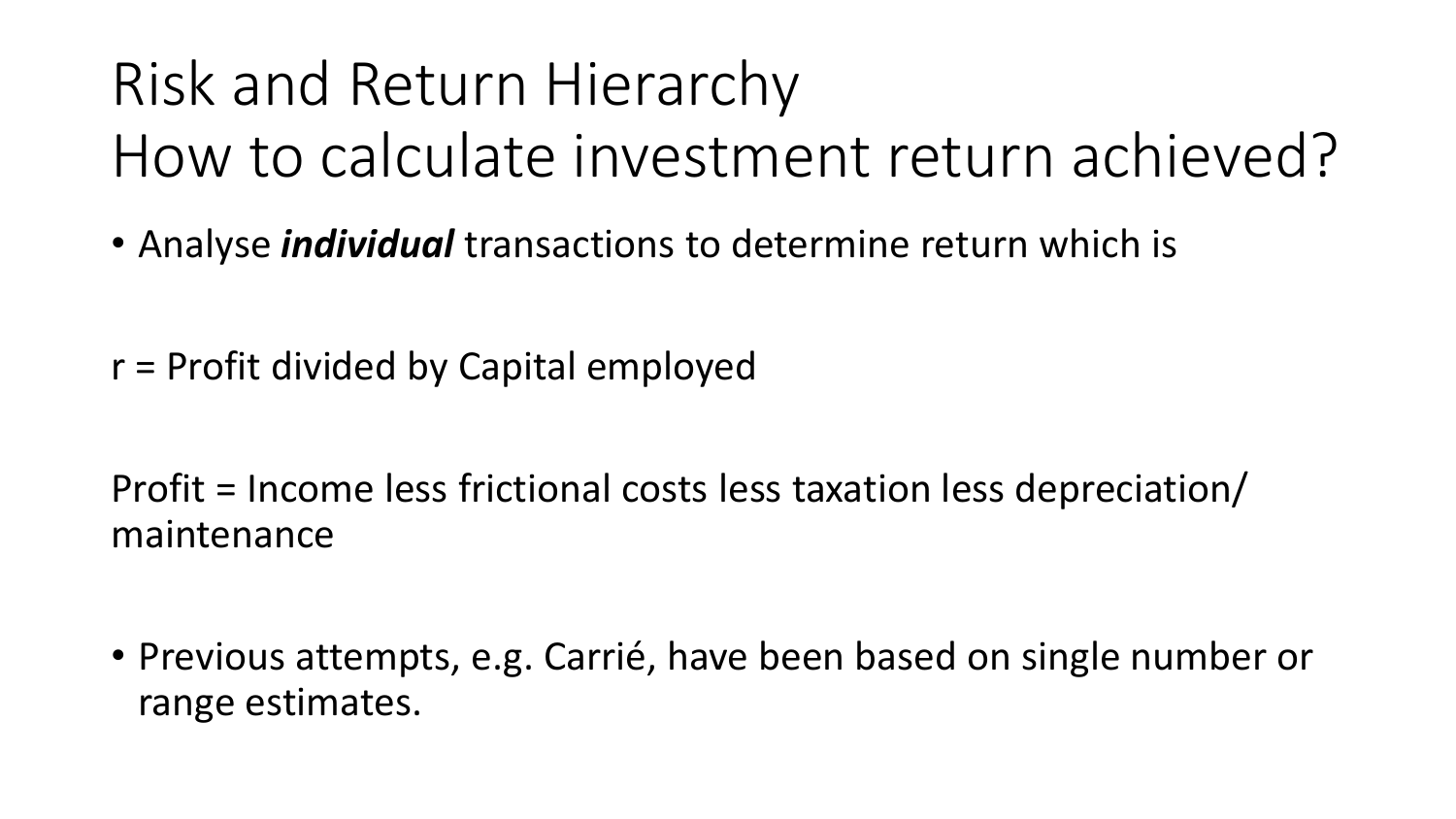# Risk and Return Hierarchy
# How to calculate investment return achieved?

- Analyse ***individual*** transactions to determine return which is

r = Profit divided by Capital employed

Profit = Income less frictional costs less taxation less depreciation/ maintenance

- Previous attempts, e.g. Carrié, have been based on single number or range estimates.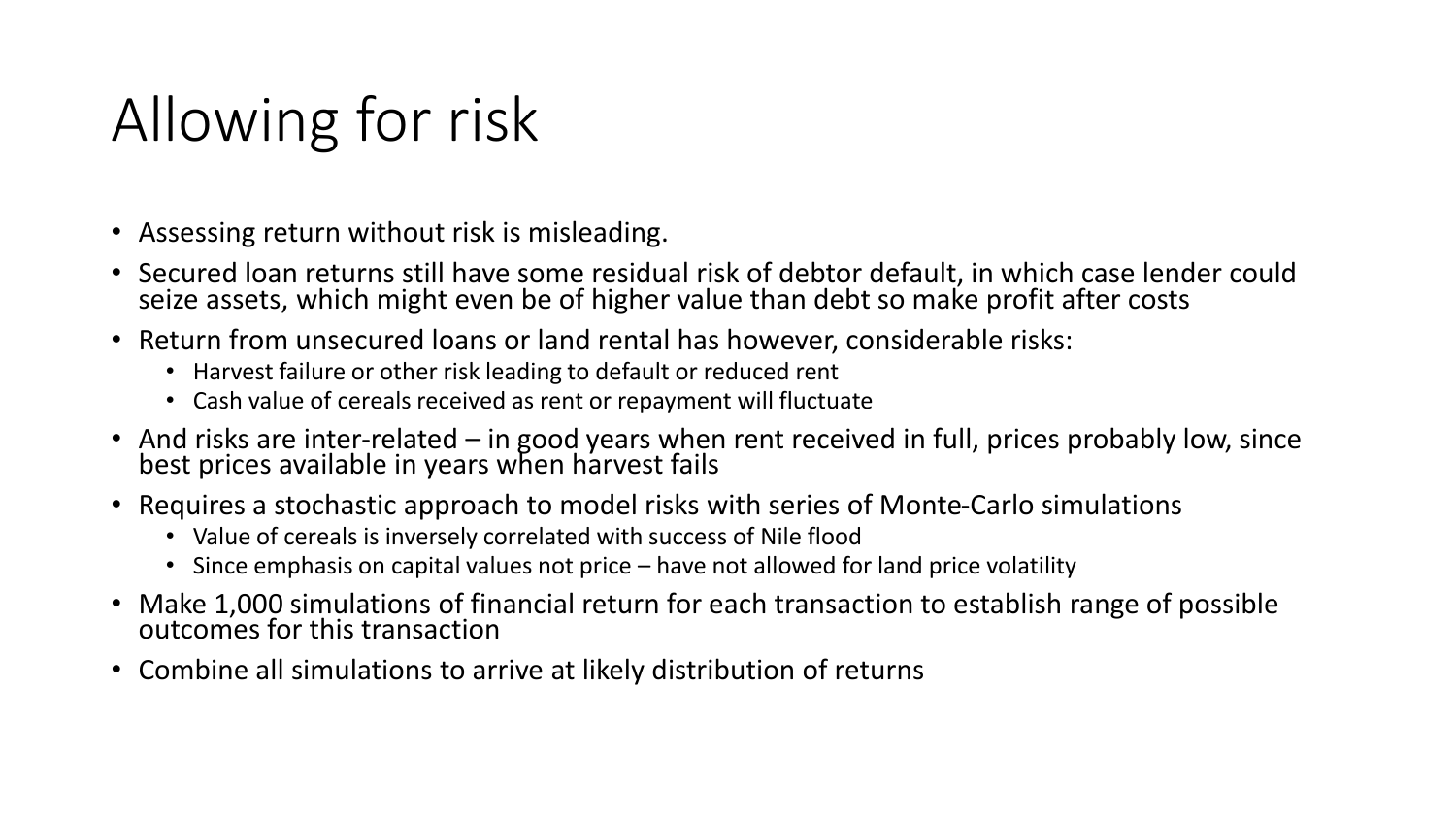# Allowing for risk

- Assessing return without risk is misleading.
- Secured loan returns still have some residual risk of debtor default, in which case lender could seize assets, which might even be of higher value than debt so make profit after costs
- Return from unsecured loans or land rental has however, considerable risks:
  - Harvest failure or other risk leading to default or reduced rent
  - Cash value of cereals received as rent or repayment will fluctuate
- And risks are inter-related – in good years when rent received in full, prices probably low, since best prices available in years when harvest fails
- Requires a stochastic approach to model risks with series of Monte-Carlo simulations
  - Value of cereals is inversely correlated with success of Nile flood
  - Since emphasis on capital values not price – have not allowed for land price volatility
- Make 1,000 simulations of financial return for each transaction to establish range of possible outcomes for this transaction
- Combine all simulations to arrive at likely distribution of returns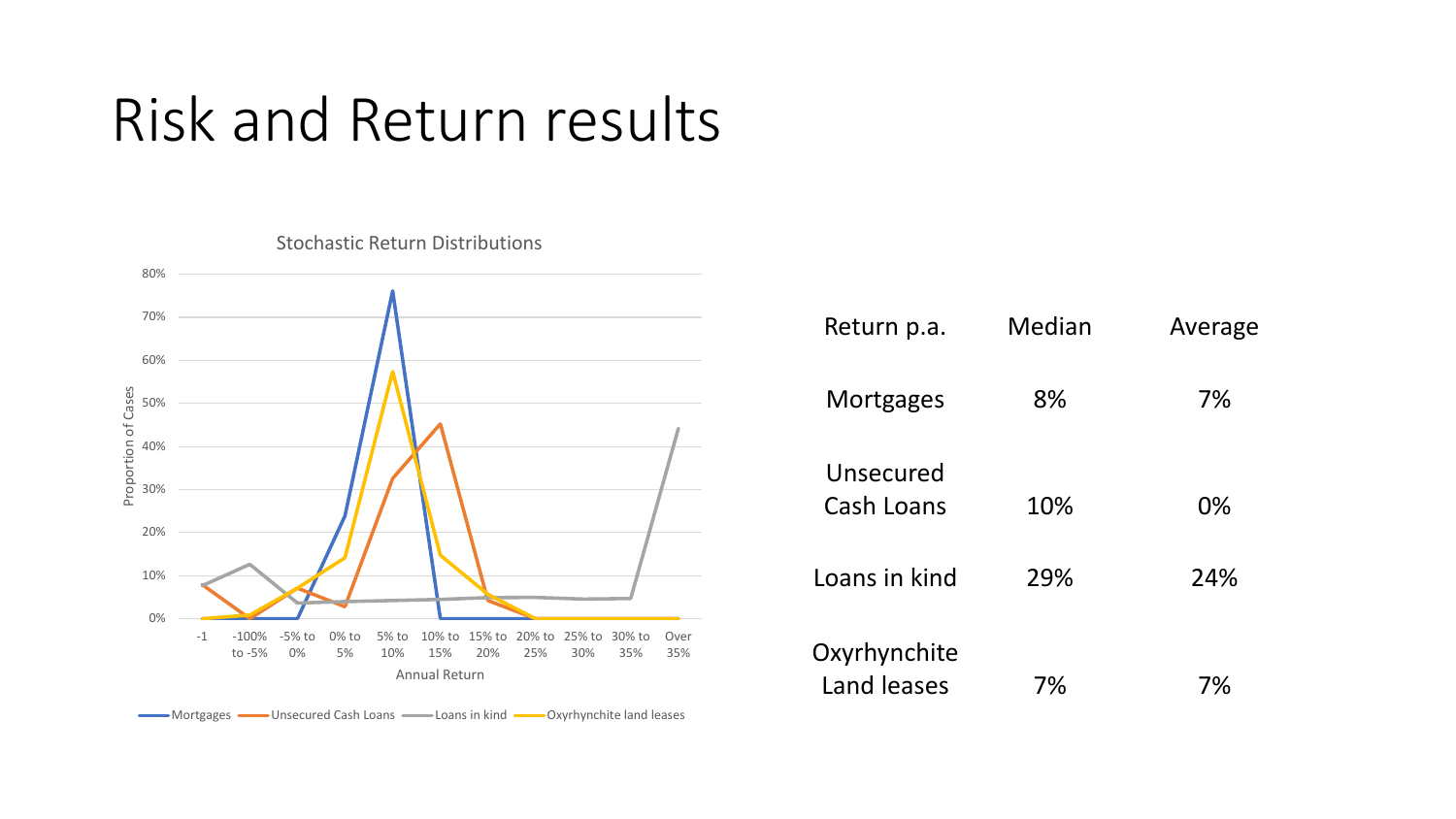# Risk and Return results

Stochastic Return Distributions

| Return p.a. | Median | Average |
|---|---|---|
| Mortgages | 8% | 7% |
| Unsecured Cash Loans | 10% | 0% |
| Loans in kind | 29% | 24% |
| Oxyrhynchite Land leases | 7% | 7% |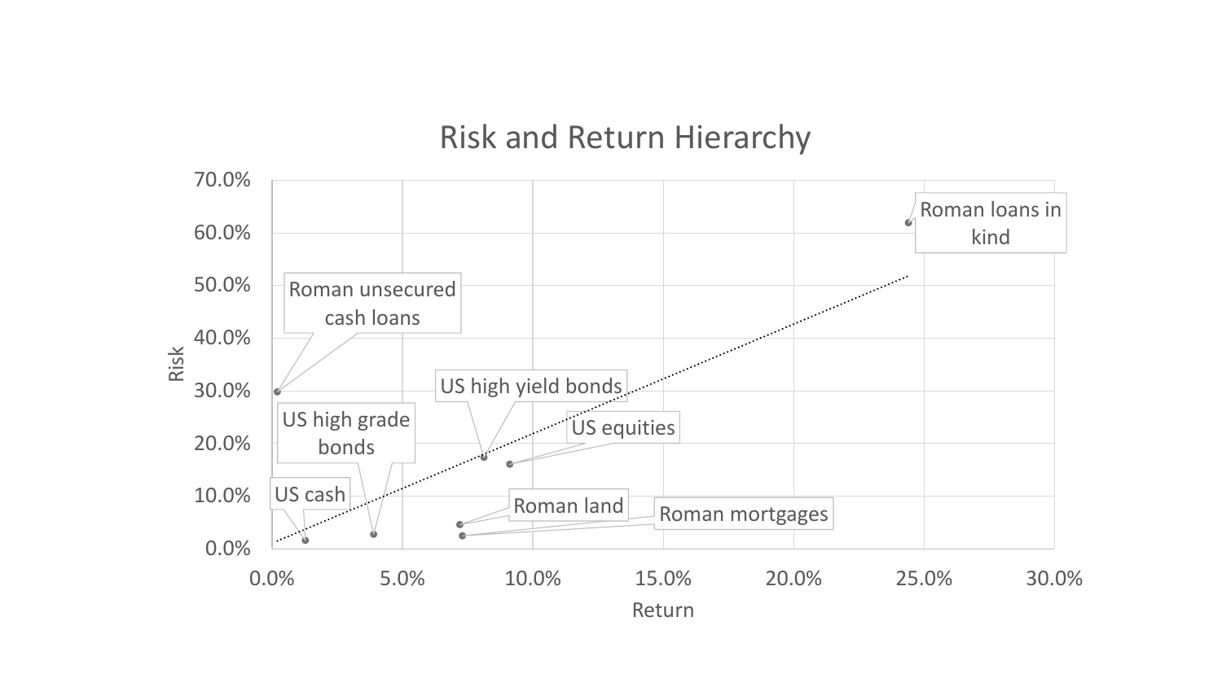# Risk and Return Hierarchy

| Asset | Return | Risk |
| --- | --- | --- |
| Roman loans in kind | ~24.4% | ~62% |
| Roman unsecured cash loans | ~0.2% | ~30% |
| US high yield bonds | ~8.1% | ~17.5% |
| US equities | ~9.1% | ~16% |
| US high grade bonds | ~3.9% | ~2.7% |
| US cash | ~1.3% | ~1.5% |
| Roman land | ~7.2% | ~4.5% |
| Roman mortgages | ~7.3% | ~2.4% |

Risk (y-axis, 0.0%–70.0%) vs. Return (x-axis, 0.0%–30.0%)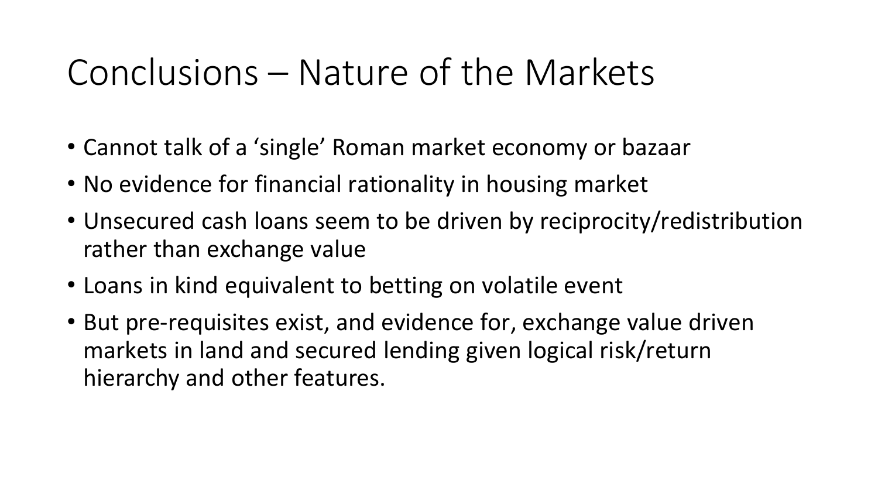# Conclusions – Nature of the Markets

- Cannot talk of a 'single' Roman market economy or bazaar
- No evidence for financial rationality in housing market
- Unsecured cash loans seem to be driven by reciprocity/redistribution rather than exchange value
- Loans in kind equivalent to betting on volatile event
- But pre-requisites exist, and evidence for, exchange value driven markets in land and secured lending given logical risk/return hierarchy and other features.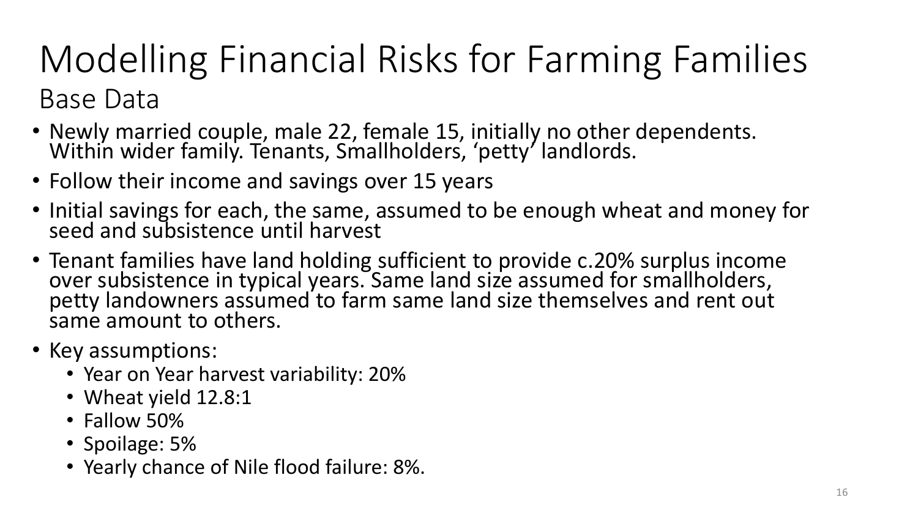# Modelling Financial Risks for Farming Families

## Base Data

- Newly married couple, male 22, female 15, initially no other dependents. Within wider family. Tenants, Smallholders, 'petty' landlords.
- Follow their income and savings over 15 years
- Initial savings for each, the same, assumed to be enough wheat and money for seed and subsistence until harvest
- Tenant families have land holding sufficient to provide c.20% surplus income over subsistence in typical years. Same land size assumed for smallholders, petty landowners assumed to farm same land size themselves and rent out same amount to others.
- Key assumptions:
  - Year on Year harvest variability: 20%
  - Wheat yield 12.8:1
  - Fallow 50%
  - Spoilage: 5%
  - Yearly chance of Nile flood failure: 8%.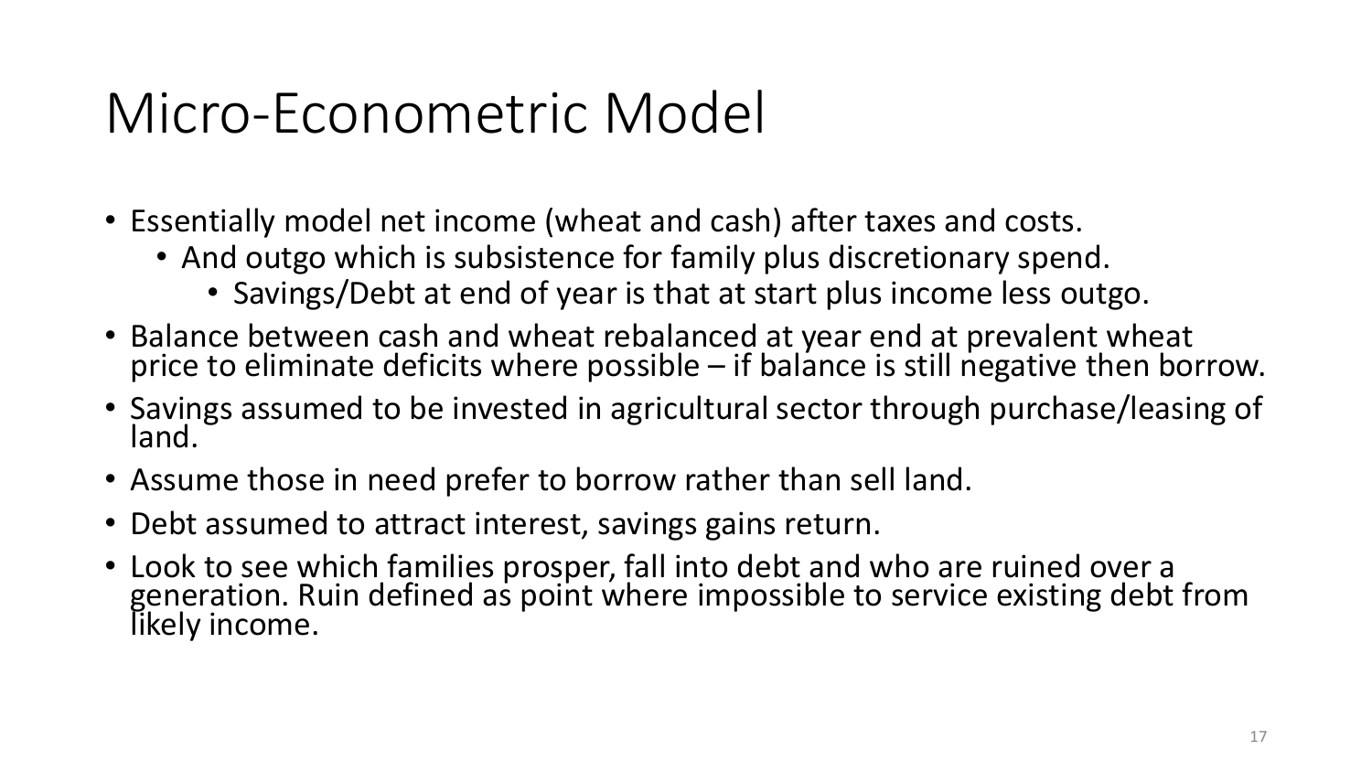# Micro-Econometric Model

- Essentially model net income (wheat and cash) after taxes and costs.
  - And outgo which is subsistence for family plus discretionary spend.
    - Savings/Debt at end of year is that at start plus income less outgo.
- Balance between cash and wheat rebalanced at year end at prevalent wheat price to eliminate deficits where possible – if balance is still negative then borrow.
- Savings assumed to be invested in agricultural sector through purchase/leasing of land.
- Assume those in need prefer to borrow rather than sell land.
- Debt assumed to attract interest, savings gains return.
- Look to see which families prosper, fall into debt and who are ruined over a generation. Ruin defined as point where impossible to service existing debt from likely income.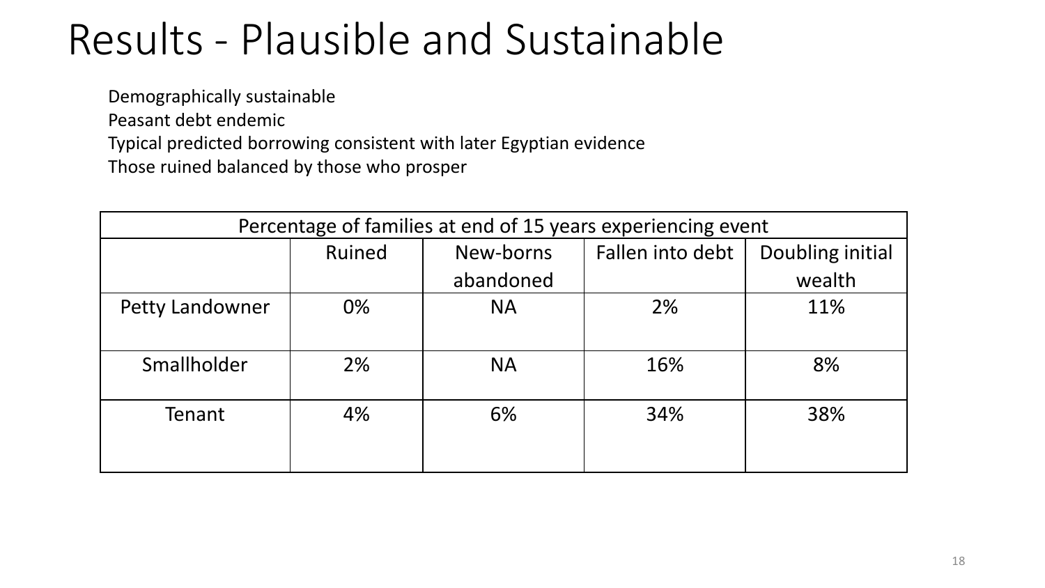# Results - Plausible and Sustainable

Demographically sustainable
Peasant debt endemic
Typical predicted borrowing consistent with later Egyptian evidence
Those ruined balanced by those who prosper

| Percentage of families at end of 15 years experiencing event | | | | |
|---|---|---|---|---|
| | Ruined | New-borns abandoned | Fallen into debt | Doubling initial wealth |
| Petty Landowner | 0% | NA | 2% | 11% |
| Smallholder | 2% | NA | 16% | 8% |
| Tenant | 4% | 6% | 34% | 38% |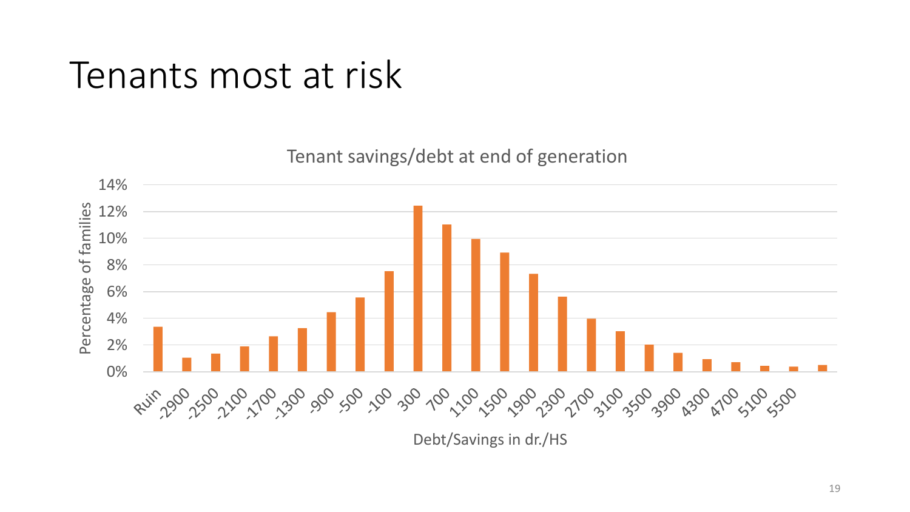# Tenants most at risk

Tenant savings/debt at end of generation

| Debt/Savings in dr./HS | Percentage of families |
|---|---|
| Ruin | 3.4% |
| -2900 | 1.0% |
| -2500 | 1.3% |
| -2100 | 1.9% |
| -1700 | 2.6% |
| -1300 | 3.2% |
| -900 | 4.4% |
| -500 | 5.5% |
| -100 | 7.5% |
| 300 | 12.4% |
| 700 | 11.0% |
| 1100 | 9.9% |
| 1500 | 8.9% |
| 1900 | 7.3% |
| 2300 | 5.6% |
| 2700 | 3.9% |
| 3100 | 3.0% |
| 3500 | 2.0% |
| 3900 | 1.4% |
| 4300 | 0.9% |
| 4700 | 0.7% |
| 5100 | 0.4% |
| 5500 | 0.3% |
| | 0.5% |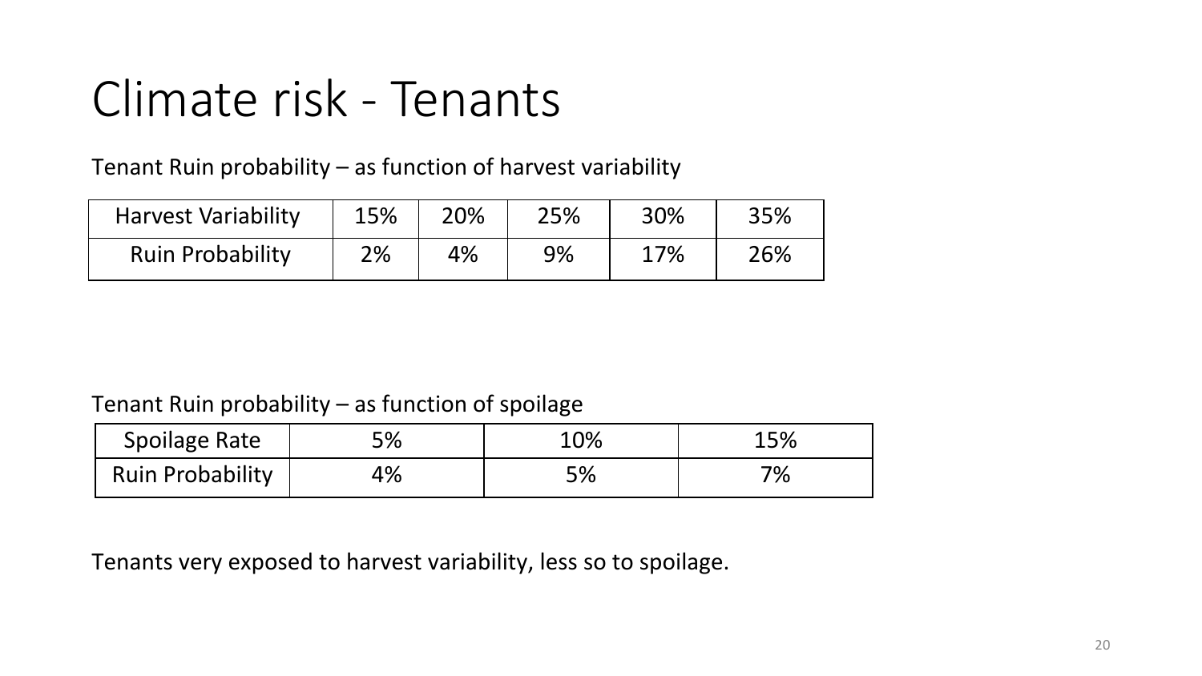# Climate risk - Tenants

Tenant Ruin probability – as function of harvest variability

| Harvest Variability | 15% | 20% | 25% | 30% | 35% |
|---|---|---|---|---|---|
| Ruin Probability | 2% | 4% | 9% | 17% | 26% |

Tenant Ruin probability – as function of spoilage

| Spoilage Rate | 5% | 10% | 15% |
|---|---|---|---|
| Ruin Probability | 4% | 5% | 7% |

Tenants very exposed to harvest variability, less so to spoilage.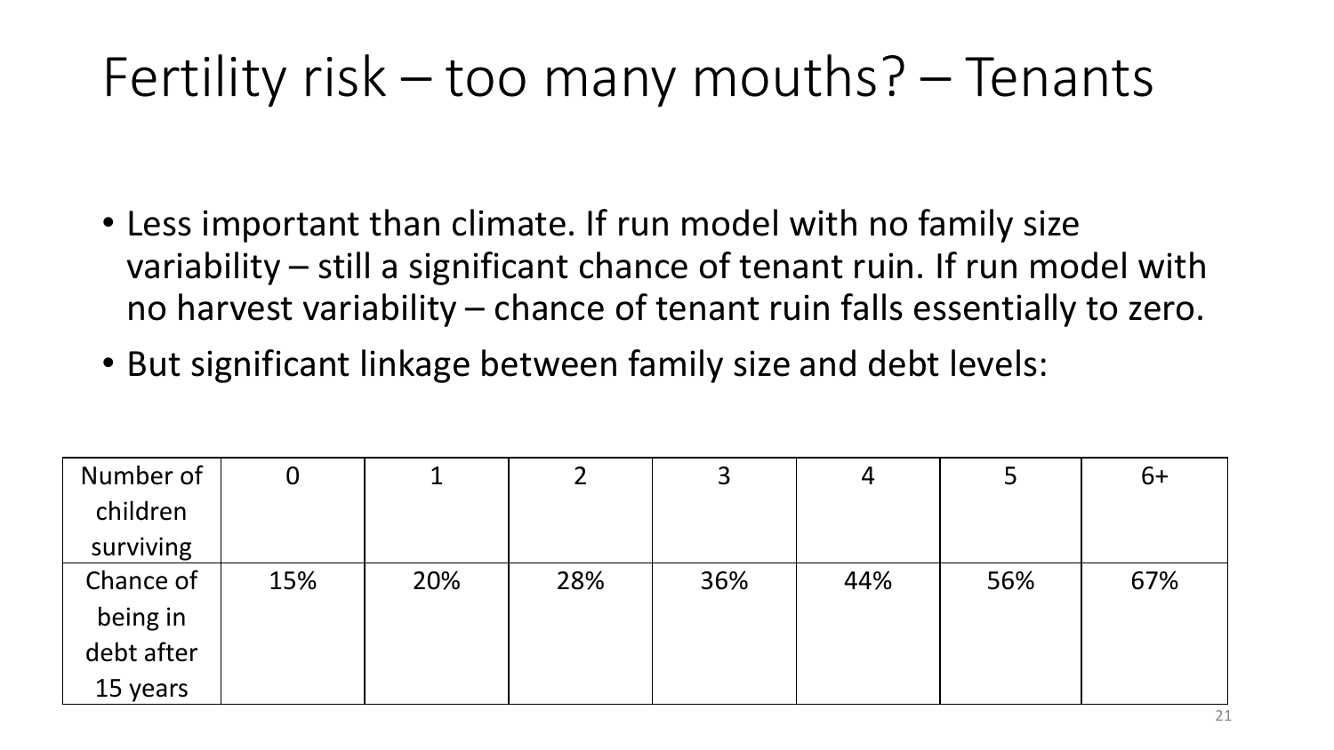# Fertility risk – too many mouths? – Tenants

- Less important than climate. If run model with no family size variability – still a significant chance of tenant ruin. If run model with no harvest variability – chance of tenant ruin falls essentially to zero.
- But significant linkage between family size and debt levels:

| Number of children surviving | 0 | 1 | 2 | 3 | 4 | 5 | 6+ |
|---|---|---|---|---|---|---|---|
| Chance of being in debt after 15 years | 15% | 20% | 28% | 36% | 44% | 56% | 67% |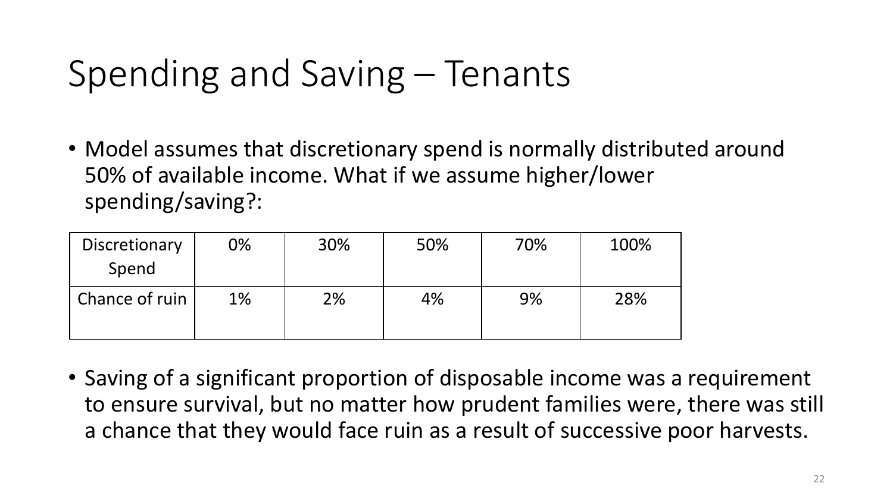# Spending and Saving – Tenants

- Model assumes that discretionary spend is normally distributed around 50% of available income. What if we assume higher/lower spending/saving?:

| Discretionary Spend | 0% | 30% | 50% | 70% | 100% |
|---|---|---|---|---|---|
| Chance of ruin | 1% | 2% | 4% | 9% | 28% |

- Saving of a significant proportion of disposable income was a requirement to ensure survival, but no matter how prudent families were, there was still a chance that they would face ruin as a result of successive poor harvests.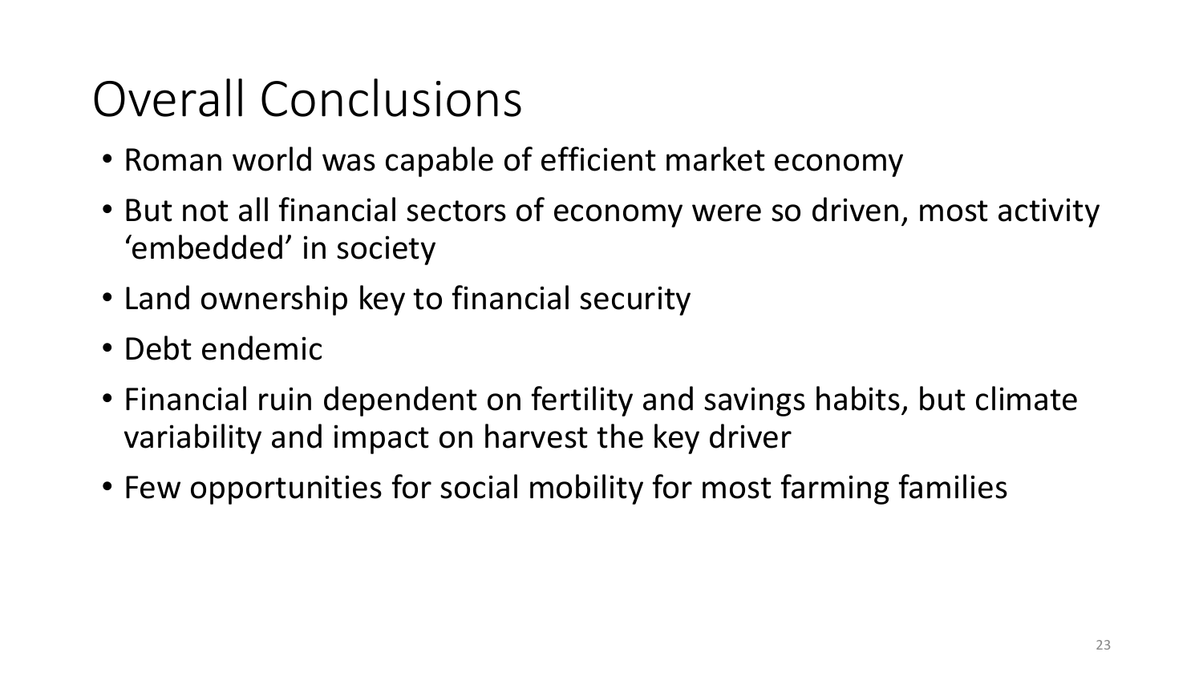# Overall Conclusions

- Roman world was capable of efficient market economy
- But not all financial sectors of economy were so driven, most activity 'embedded' in society
- Land ownership key to financial security
- Debt endemic
- Financial ruin dependent on fertility and savings habits, but climate variability and impact on harvest the key driver
- Few opportunities for social mobility for most farming families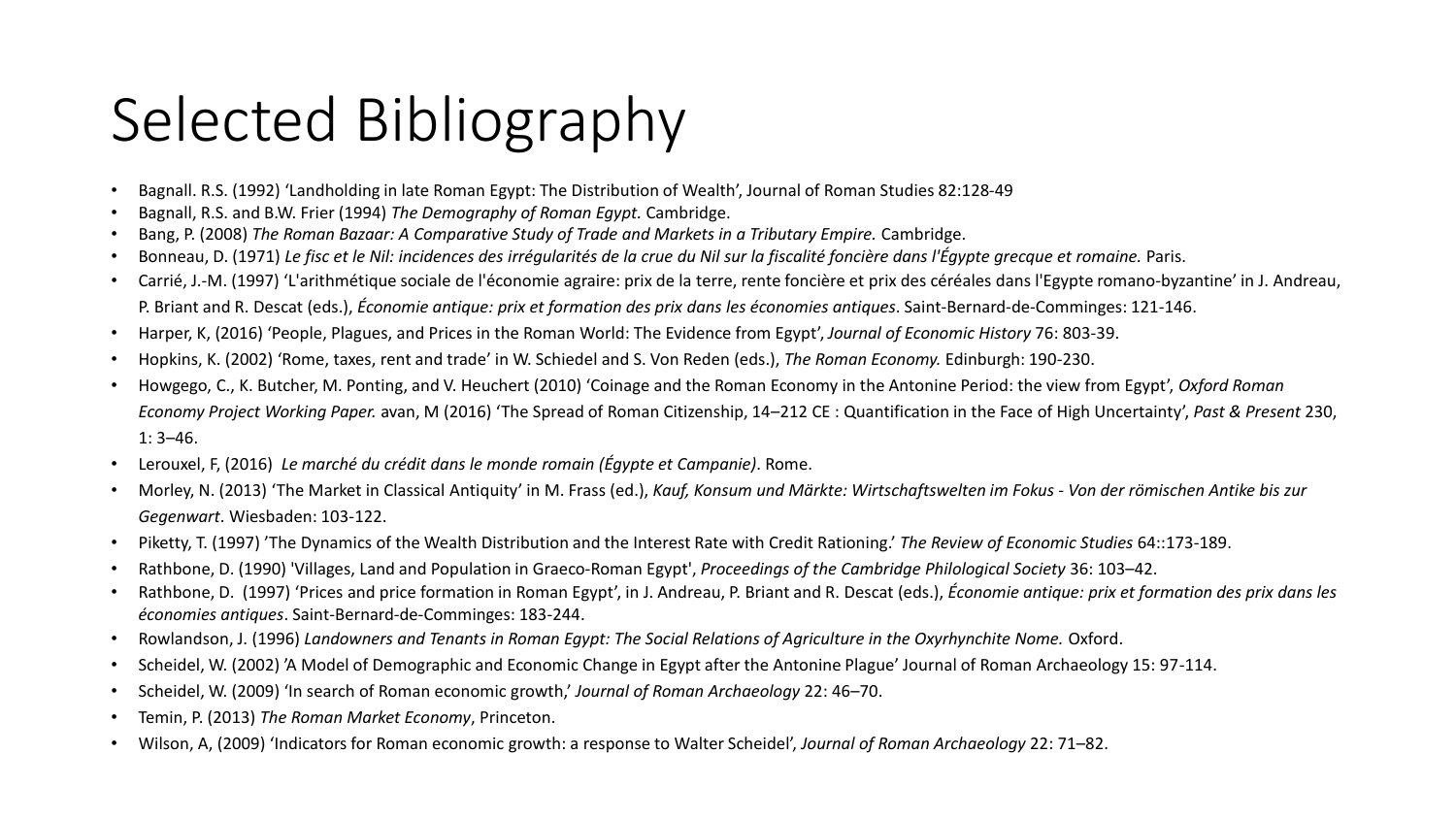# Selected Bibliography

- Bagnall. R.S. (1992) 'Landholding in late Roman Egypt: The Distribution of Wealth', Journal of Roman Studies 82:128-49
- Bagnall, R.S. and B.W. Frier (1994) *The Demography of Roman Egypt.* Cambridge.
- Bang, P. (2008) *The Roman Bazaar: A Comparative Study of Trade and Markets in a Tributary Empire.* Cambridge.
- Bonneau, D. (1971) *Le fisc et le Nil: incidences des irrégularités de la crue du Nil sur la fiscalité foncière dans l'Égypte grecque et romaine.* Paris.
- Carrié, J.-M. (1997) 'L'arithmétique sociale de l'économie agraire: prix de la terre, rente foncière et prix des céréales dans l'Egypte romano-byzantine' in J. Andreau, P. Briant and R. Descat (eds.), *Économie antique: prix et formation des prix dans les économies antiques*. Saint-Bernard-de-Comminges: 121-146.
- Harper, K, (2016) 'People, Plagues, and Prices in the Roman World: The Evidence from Egypt', *Journal of Economic History* 76: 803-39.
- Hopkins, K. (2002) 'Rome, taxes, rent and trade' in W. Schiedel and S. Von Reden (eds.), *The Roman Economy.* Edinburgh: 190-230.
- Howgego, C., K. Butcher, M. Ponting, and V. Heuchert (2010) 'Coinage and the Roman Economy in the Antonine Period: the view from Egypt', *Oxford Roman Economy Project Working Paper.* avan, M (2016) 'The Spread of Roman Citizenship, 14–212 CE : Quantification in the Face of High Uncertainty', *Past & Present* 230, 1: 3–46.
- Lerouxel, F, (2016) *Le marché du crédit dans le monde romain (Égypte et Campanie)*. Rome.
- Morley, N. (2013) 'The Market in Classical Antiquity' in M. Frass (ed.), *Kauf, Konsum und Märkte: Wirtschaftswelten im Fokus - Von der römischen Antike bis zur Gegenwart*. Wiesbaden: 103-122.
- Piketty, T. (1997) 'The Dynamics of the Wealth Distribution and the Interest Rate with Credit Rationing.' *The Review of Economic Studies* 64::173-189.
- Rathbone, D. (1990) 'Villages, Land and Population in Graeco-Roman Egypt', *Proceedings of the Cambridge Philological Society* 36: 103–42.
- Rathbone, D. (1997) 'Prices and price formation in Roman Egypt', in J. Andreau, P. Briant and R. Descat (eds.), *Économie antique: prix et formation des prix dans les économies antiques*. Saint-Bernard-de-Comminges: 183-244.
- Rowlandson, J. (1996) *Landowners and Tenants in Roman Egypt: The Social Relations of Agriculture in the Oxyrhynchite Nome.* Oxford.
- Scheidel, W. (2002) 'A Model of Demographic and Economic Change in Egypt after the Antonine Plague' Journal of Roman Archaeology 15: 97-114.
- Scheidel, W. (2009) 'In search of Roman economic growth,' *Journal of Roman Archaeology* 22: 46–70.
- Temin, P. (2013) *The Roman Market Economy*, Princeton.
- Wilson, A, (2009) 'Indicators for Roman economic growth: a response to Walter Scheidel', *Journal of Roman Archaeology* 22: 71–82.